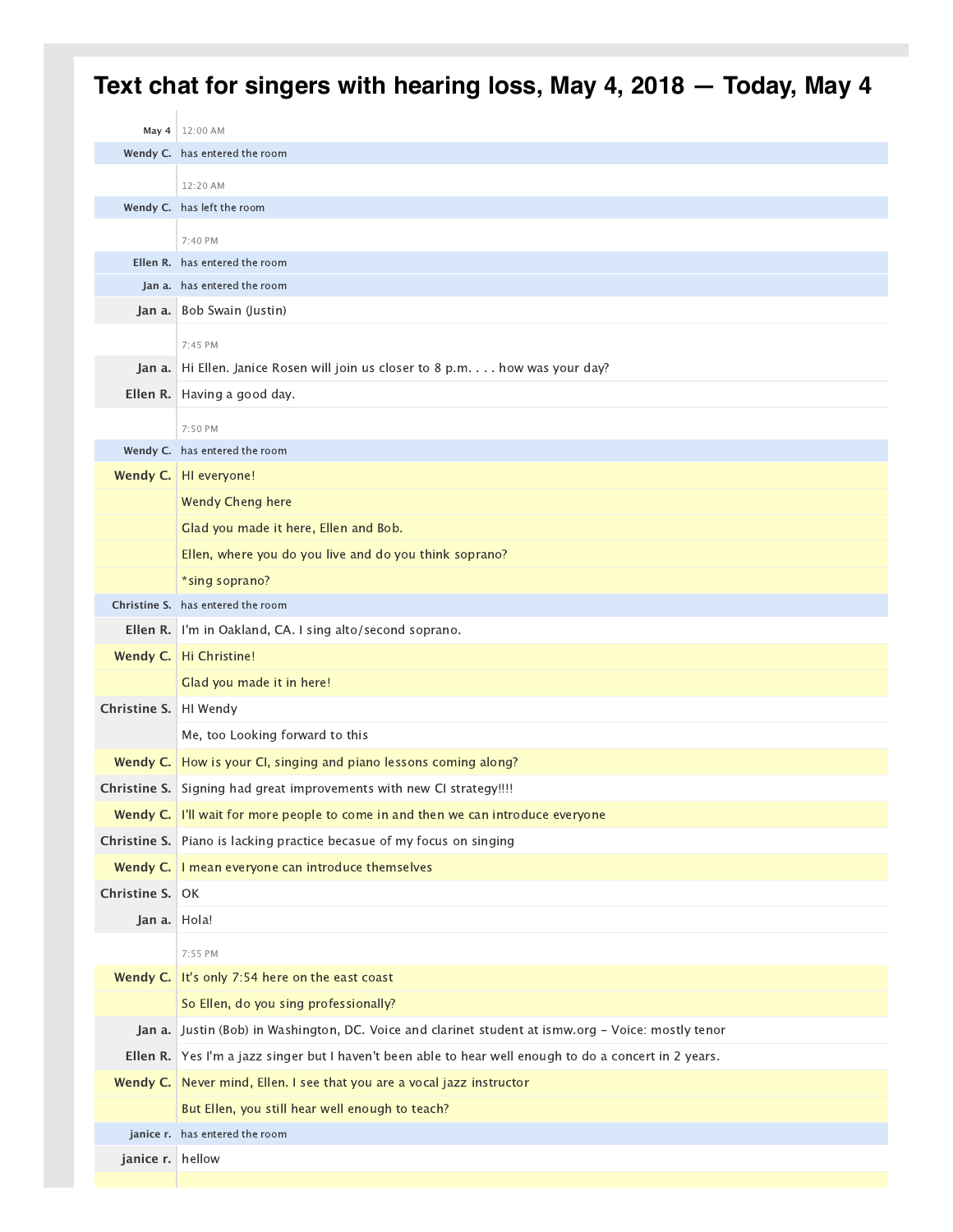# Text chat for singers with hearing loss, May 4, 2018 — Today, May 4

| | |
|---|---|
| May 4 | 12:00 AM |
| Wendy C. | has entered the room |
| | 12:20 AM |
| Wendy C. | has left the room |
| | 7:40 PM |
| Ellen R. | has entered the room |
| Jan a. | has entered the room |
| Jan a. | Bob Swain (Justin) |
| | 7:45 PM |
| Jan a. | Hi Ellen. Janice Rosen will join us closer to 8 p.m. . . . how was your day? |
| Ellen R. | Having a good day. |
| | 7:50 PM |
| Wendy C. | has entered the room |
| Wendy C. | HI everyone! |
| | Wendy Cheng here |
| | Glad you made it here, Ellen and Bob. |
| | Ellen, where you do you live and do you think soprano? |
| | *sing soprano? |
| Christine S. | has entered the room |
| Ellen R. | I'm in Oakland, CA. I sing alto/second soprano. |
| Wendy C. | Hi Christine! |
| | Glad you made it in here! |
| Christine S. | HI Wendy |
| | Me, too Looking forward to this |
| Wendy C. | How is your CI, singing and piano lessons coming along? |
| Christine S. | Signing had great improvements with new CI strategy!!!! |
| Wendy C. | I'll wait for more people to come in and then we can introduce everyone |
| Christine S. | Piano is lacking practice becasue of my focus on singing |
| Wendy C. | I mean everyone can introduce themselves |
| Christine S. | OK |
| Jan a. | Hola! |
| | 7:55 PM |
| Wendy C. | It's only 7:54 here on the east coast |
| | So Ellen, do you sing professionally? |
| Jan a. | Justin (Bob) in Washington, DC. Voice and clarinet student at ismw.org - Voice: mostly tenor |
| Ellen R. | Yes I'm a jazz singer but I haven't been able to hear well enough to do a concert in 2 years. |
| Wendy C. | Never mind, Ellen. I see that you are a vocal jazz instructor |
| | But Ellen, you still hear well enough to teach? |
| janice r. | has entered the room |
| janice r. | hellow |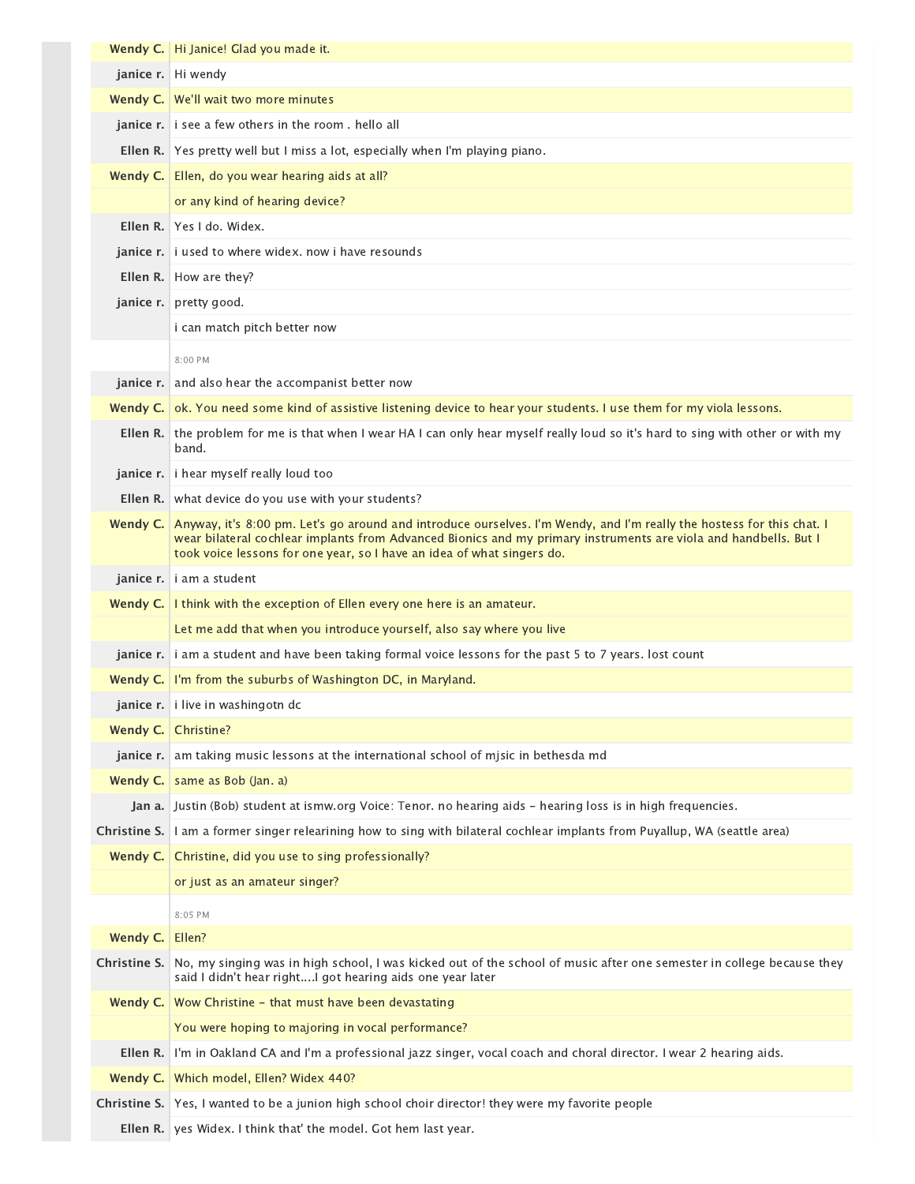**Wendy C.** Hi Janice! Glad you made it.

**janice r.** Hi wendy

**Wendy C.** We'll wait two more minutes

**janice r.** i see a few others in the room . hello all

**Ellen R.** Yes pretty well but I miss a lot, especially when I'm playing piano.

**Wendy C.** Ellen, do you wear hearing aids at all?

or any kind of hearing device?

**Ellen R.** Yes I do. Widex.

**janice r.** i used to where widex. now i have resounds

**Ellen R.** How are they?

**janice r.** pretty good.

i can match pitch better now

8:00 PM

**janice r.** and also hear the accompanist better now

**Wendy C.** ok. You need some kind of assistive listening device to hear your students. I use them for my viola lessons.

**Ellen R.** the problem for me is that when I wear HA I can only hear myself really loud so it's hard to sing with other or with my band.

**janice r.** i hear myself really loud too

**Ellen R.** what device do you use with your students?

**Wendy C.** Anyway, it's 8:00 pm. Let's go around and introduce ourselves. I'm Wendy, and I'm really the hostess for this chat. I wear bilateral cochlear implants from Advanced Bionics and my primary instruments are viola and handbells. But I took voice lessons for one year, so I have an idea of what singers do.

**janice r.** i am a student

**Wendy C.** I think with the exception of Ellen every one here is an amateur.

Let me add that when you introduce yourself, also say where you live

**janice r.** i am a student and have been taking formal voice lessons for the past 5 to 7 years. lost count

**Wendy C.** I'm from the suburbs of Washington DC, in Maryland.

**janice r.** i live in washingotn dc

**Wendy C.** Christine?

**janice r.** am taking music lessons at the international school of mjsic in bethesda md

**Wendy C.** same as Bob (Jan. a)

**Jan a.** Justin (Bob) student at ismw.org Voice: Tenor. no hearing aids - hearing loss is in high frequencies.

**Christine S.** I am a former singer relearining how to sing with bilateral cochlear implants from Puyallup, WA (seattle area)

**Wendy C.** Christine, did you use to sing professionally?

or just as an amateur singer?

8:05 PM

**Wendy C.** Ellen?

**Christine S.** No, my singing was in high school, I was kicked out of the school of music after one semester in college because they said I didn't hear right....I got hearing aids one year later

**Wendy C.** Wow Christine - that must have been devastating

You were hoping to majoring in vocal performance?

**Ellen R.** I'm in Oakland CA and I'm a professional jazz singer, vocal coach and choral director. I wear 2 hearing aids.

**Wendy C.** Which model, Ellen? Widex 440?

**Christine S.** Yes, I wanted to be a junion high school choir director! they were my favorite people

**Ellen R.** yes Widex. I think that' the model. Got hem last year.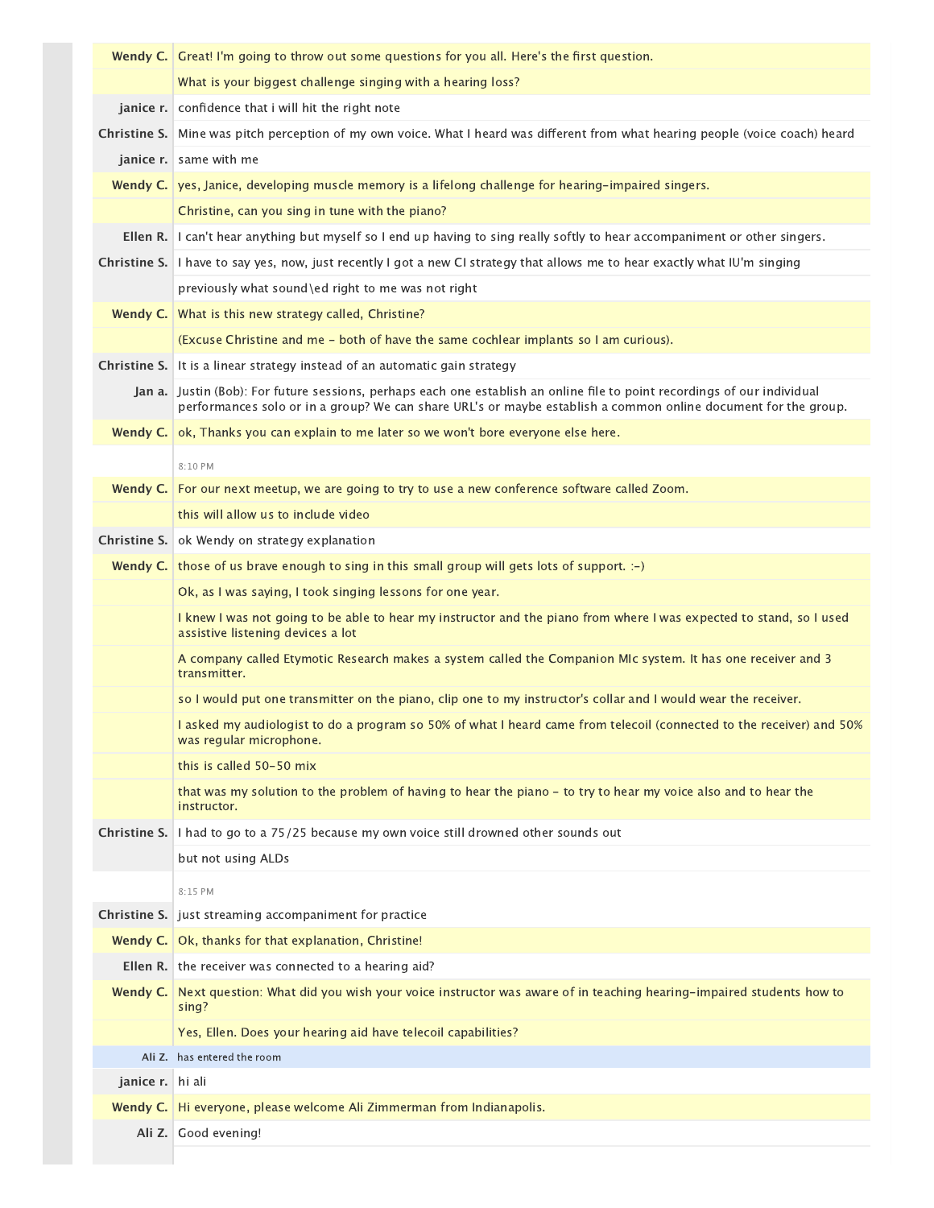**Wendy C.** Great! I'm going to throw out some questions for you all. Here's the first question.

What is your biggest challenge singing with a hearing loss?

**janice r.** confidence that i will hit the right note

**Christine S.** Mine was pitch perception of my own voice. What I heard was different from what hearing people (voice coach) heard

**janice r.** same with me

**Wendy C.** yes, Janice, developing muscle memory is a lifelong challenge for hearing-impaired singers.

Christine, can you sing in tune with the piano?

**Ellen R.** I can't hear anything but myself so I end up having to sing really softly to hear accompaniment or other singers.

**Christine S.** I have to say yes, now, just recently I got a new CI strategy that allows me to hear exactly what IU'm singing

previously what sound\ed right to me was not right

**Wendy C.** What is this new strategy called, Christine?

(Excuse Christine and me - both of have the same cochlear implants so I am curious).

**Christine S.** It is a linear strategy instead of an automatic gain strategy

**Jan a.** Justin (Bob): For future sessions, perhaps each one establish an online file to point recordings of our individual performances solo or in a group? We can share URL's or maybe establish a common online document for the group.

**Wendy C.** ok, Thanks you can explain to me later so we won't bore everyone else here.

8:10 PM

**Wendy C.** For our next meetup, we are going to try to use a new conference software called Zoom.

this will allow us to include video

**Christine S.** ok Wendy on strategy explanation

**Wendy C.** those of us brave enough to sing in this small group will gets lots of support. :-)

Ok, as I was saying, I took singing lessons for one year.

I knew I was not going to be able to hear my instructor and the piano from where I was expected to stand, so I used assistive listening devices a lot

A company called Etymotic Research makes a system called the Companion MIc system. It has one receiver and 3 transmitter.

so I would put one transmitter on the piano, clip one to my instructor's collar and I would wear the receiver.

I asked my audiologist to do a program so 50% of what I heard came from telecoil (connected to the receiver) and 50% was regular microphone.

this is called 50-50 mix

that was my solution to the problem of having to hear the piano - to try to hear my voice also and to hear the instructor.

**Christine S.** I had to go to a 75/25 because my own voice still drowned other sounds out

but not using ALDs

8:15 PM

**Christine S.** just streaming accompaniment for practice

**Wendy C.** Ok, thanks for that explanation, Christine!

**Ellen R.** the receiver was connected to a hearing aid?

**Wendy C.** Next question: What did you wish your voice instructor was aware of in teaching hearing-impaired students how to sing?

Yes, Ellen. Does your hearing aid have telecoil capabilities?

**Ali Z.** has entered the room

**janice r.** hi ali

**Wendy C.** Hi everyone, please welcome Ali Zimmerman from Indianapolis.

**Ali Z.** Good evening!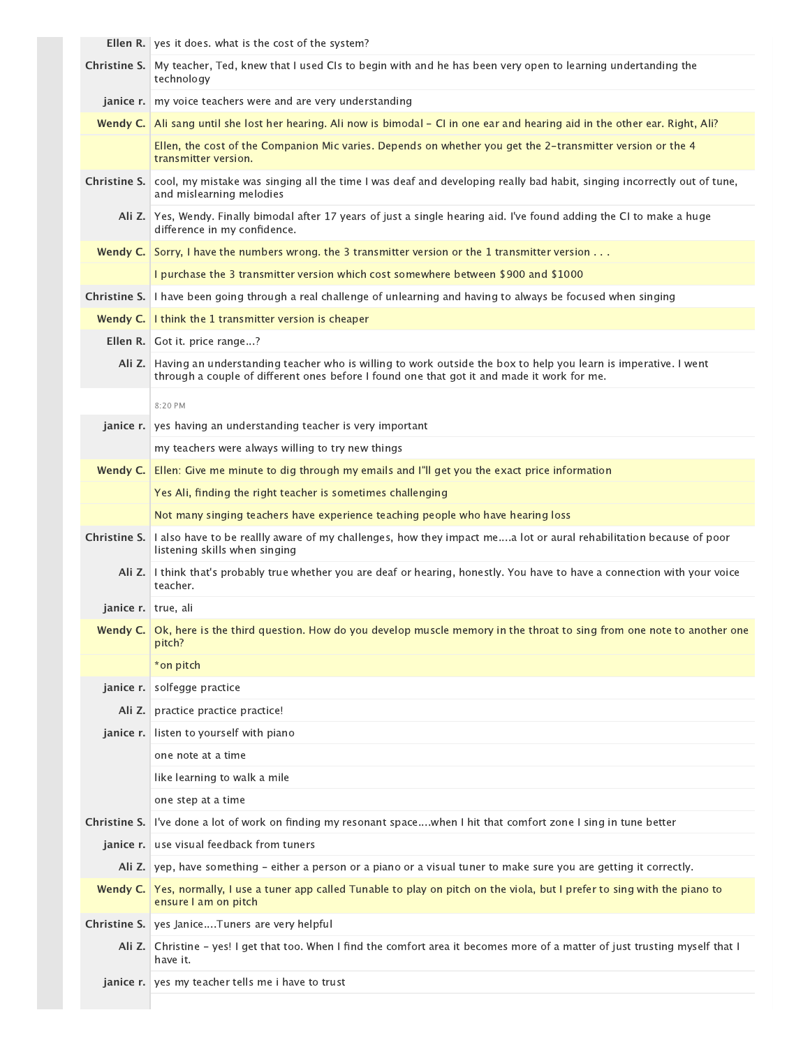**Ellen R.** yes it does. what is the cost of the system?

**Christine S.** My teacher, Ted, knew that I used CIs to begin with and he has been very open to learning undertanding the technology

**janice r.** my voice teachers were and are very understanding

**Wendy C.** Ali sang until she lost her hearing. Ali now is bimodal - CI in one ear and hearing aid in the other ear. Right, Ali?

Ellen, the cost of the Companion Mic varies. Depends on whether you get the 2-transmitter version or the 4 transmitter version.

**Christine S.** cool, my mistake was singing all the time I was deaf and developing really bad habit, singing incorrectly out of tune, and mislearning melodies

**Ali Z.** Yes, Wendy. Finally bimodal after 17 years of just a single hearing aid. I've found adding the CI to make a huge difference in my confidence.

**Wendy C.** Sorry, I have the numbers wrong. the 3 transmitter version or the 1 transmitter version . . .

I purchase the 3 transmitter version which cost somewhere between $900 and $1000

**Christine S.** I have been going through a real challenge of unlearning and having to always be focused when singing

**Wendy C.** I think the 1 transmitter version is cheaper

**Ellen R.** Got it. price range...?

**Ali Z.** Having an understanding teacher who is willing to work outside the box to help you learn is imperative. I went through a couple of different ones before I found one that got it and made it work for me.

8:20 PM

**janice r.** yes having an understanding teacher is very important

my teachers were always willing to try new things

**Wendy C.** Ellen: Give me minute to dig through my emails and I"ll get you the exact price information

Yes Ali, finding the right teacher is sometimes challenging

Not many singing teachers have experience teaching people who have hearing loss

**Christine S.** I also have to be reallly aware of my challenges, how they impact me....a lot or aural rehabilitation because of poor listening skills when singing

**Ali Z.** I think that's probably true whether you are deaf or hearing, honestly. You have to have a connection with your voice teacher.

**janice r.** true, ali

**Wendy C.** Ok, here is the third question. How do you develop muscle memory in the throat to sing from one note to another one pitch?

*on pitch

**janice r.** solfegge practice

**Ali Z.** practice practice practice!

**janice r.** listen to yourself with piano

one note at a time

like learning to walk a mile

one step at a time

**Christine S.** I've done a lot of work on finding my resonant space....when I hit that comfort zone I sing in tune better

**janice r.** use visual feedback from tuners

**Ali Z.** yep, have something - either a person or a piano or a visual tuner to make sure you are getting it correctly.

**Wendy C.** Yes, normally, I use a tuner app called Tunable to play on pitch on the viola, but I prefer to sing with the piano to ensure I am on pitch

**Christine S.** yes Janice....Tuners are very helpful

**Ali Z.** Christine - yes! I get that too. When I find the comfort area it becomes more of a matter of just trusting myself that I have it.

**janice r.** yes my teacher tells me i have to trust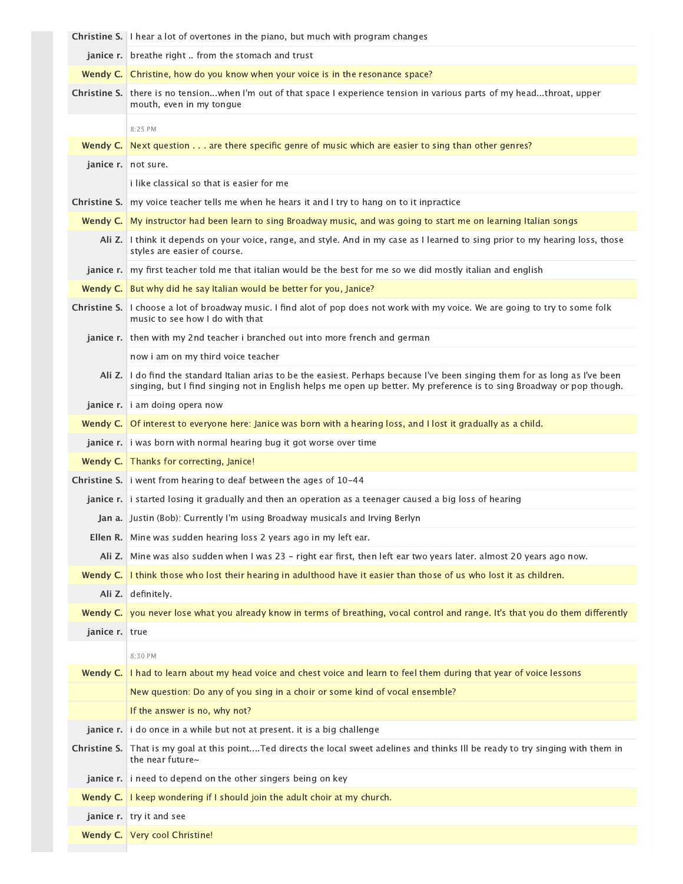**Christine S.** I hear a lot of overtones in the piano, but much with program changes

**janice r.** breathe right .. from the stomach and trust

**Wendy C.** Christine, how do you know when your voice is in the resonance space?

**Christine S.** there is no tension...when I'm out of that space I experience tension in various parts of my head...throat, upper mouth, even in my tongue

8:25 PM

**Wendy C.** Next question . . . are there specific genre of music which are easier to sing than other genres?

**janice r.** not sure.

i like classical so that is easier for me

**Christine S.** my voice teacher tells me when he hears it and I try to hang on to it inpractice

**Wendy C.** My instructor had been learn to sing Broadway music, and was going to start me on learning Italian songs

**Ali Z.** I think it depends on your voice, range, and style. And in my case as I learned to sing prior to my hearing loss, those styles are easier of course.

**janice r.** my first teacher told me that italian would be the best for me so we did mostly italian and english

**Wendy C.** But why did he say Italian would be better for you, Janice?

**Christine S.** I choose a lot of broadway music. I find alot of pop does not work with my voice. We are going to try to some folk music to see how I do with that

**janice r.** then with my 2nd teacher i branched out into more french and german

now i am on my third voice teacher

**Ali Z.** I do find the standard Italian arias to be the easiest. Perhaps because I've been singing them for as long as I've been singing, but I find singing not in English helps me open up better. My preference is to sing Broadway or pop though.

**janice r.** i am doing opera now

**Wendy C.** Of interest to everyone here: Janice was born with a hearing loss, and I lost it gradually as a child.

**janice r.** i was born with normal hearing bug it got worse over time

**Wendy C.** Thanks for correcting, Janice!

**Christine S.** i went from hearing to deaf between the ages of 10-44

**janice r.** i started losing it gradually and then an operation as a teenager caused a big loss of hearing

**Jan a.** Justin (Bob): Currently I'm using Broadway musicals and Irving Berlyn

**Ellen R.** Mine was sudden hearing loss 2 years ago in my left ear.

**Ali Z.** Mine was also sudden when I was 23 - right ear first, then left ear two years later. almost 20 years ago now.

**Wendy C.** I think those who lost their hearing in adulthood have it easier than those of us who lost it as children.

**Ali Z.** definitely.

**Wendy C.** you never lose what you already know in terms of breathing, vocal control and range. It's that you do them differently

**janice r.** true

8:30 PM

**Wendy C.** I had to learn about my head voice and chest voice and learn to feel them during that year of voice lessons

New question: Do any of you sing in a choir or some kind of vocal ensemble?

If the answer is no, why not?

**janice r.** i do once in a while but not at present. it is a big challenge

**Christine S.** That is my goal at this point....Ted directs the local sweet adelines and thinks Ill be ready to try singing with them in the near future~

**janice r.** i need to depend on the other singers being on key

**Wendy C.** I keep wondering if I should join the adult choir at my church.

**janice r.** try it and see

**Wendy C.** Very cool Christine!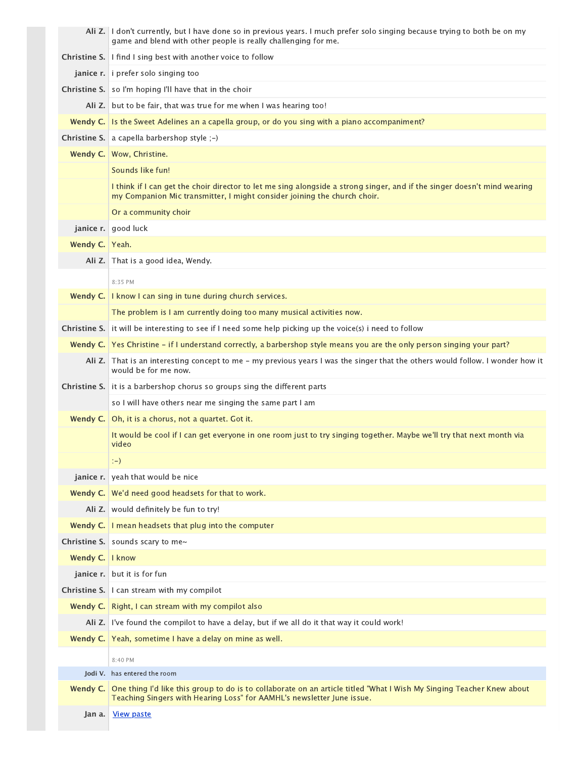**Ali Z.** I don't currently, but I have done so in previous years. I much prefer solo singing because trying to both be on my game and blend with other people is really challenging for me.

**Christine S.** I find I sing best with another voice to follow

**janice r.** i prefer solo singing too

**Christine S.** so I'm hoping I'll have that in the choir

**Ali Z.** but to be fair, that was true for me when I was hearing too!

**Wendy C.** Is the Sweet Adelines an a capella group, or do you sing with a piano accompaniment?

**Christine S.** a capella barbershop style ;-)

**Wendy C.** Wow, Christine.

Sounds like fun!

I think if I can get the choir director to let me sing alongside a strong singer, and if the singer doesn't mind wearing my Companion Mic transmitter, I might consider joining the church choir.

Or a community choir

**janice r.** good luck

**Wendy C.** Yeah.

**Ali Z.** That is a good idea, Wendy.

8:35 PM

**Wendy C.** I know I can sing in tune during church services.

The problem is I am currently doing too many musical activities now.

**Christine S.** it will be interesting to see if I need some help picking up the voice(s) i need to follow

**Wendy C.** Yes Christine - if I understand correctly, a barbershop style means you are the only person singing your part?

**Ali Z.** That is an interesting concept to me - my previous years I was the singer that the others would follow. I wonder how it would be for me now.

**Christine S.** it is a barbershop chorus so groups sing the different parts

so I will have others near me singing the same part I am

**Wendy C.** Oh, it is a chorus, not a quartet. Got it.

It would be cool if I can get everyone in one room just to try singing together. Maybe we'll try that next month via video

:-)

**janice r.** yeah that would be nice

**Wendy C.** We'd need good headsets for that to work.

**Ali Z.** would definitely be fun to try!

**Wendy C.** I mean headsets that plug into the computer

**Christine S.** sounds scary to me~

**Wendy C.** I know

**janice r.** but it is for fun

**Christine S.** I can stream with my compilot

**Wendy C.** Right, I can stream with my compilot also

**Ali Z.** I've found the compilot to have a delay, but if we all do it that way it could work!

**Wendy C.** Yeah, sometime I have a delay on mine as well.

8:40 PM

**Jodi V.** has entered the room

**Wendy C.** One thing I'd like this group to do is to collaborate on an article titled "What I Wish My Singing Teacher Knew about Teaching Singers with Hearing Loss" for AAMHL's newsletter June issue.

**Jan a.** View paste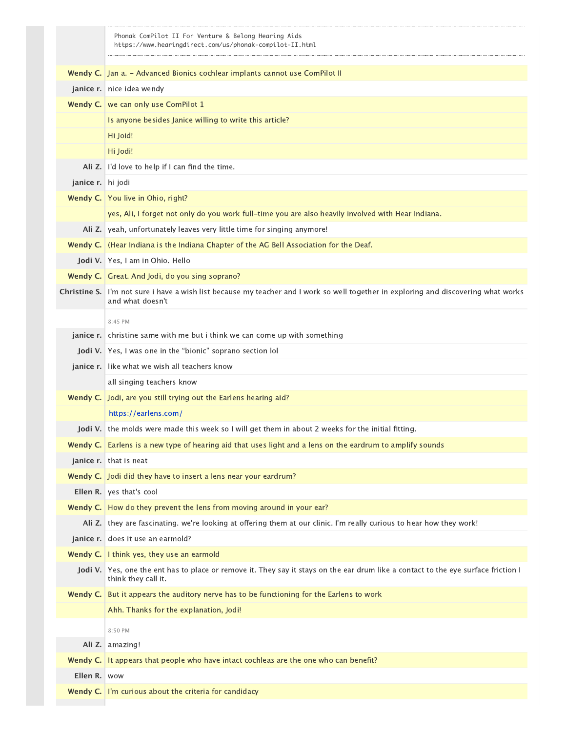Phonak ComPilot II For Venture & Belong Hearing Aids
https://www.hearingdirect.com/us/phonak-compilot-II.html

| | |
|---|---|
| **Wendy C.** | Jan a. - Advanced Bionics cochlear implants cannot use ComPilot II |
| **janice r.** | nice idea wendy |
| **Wendy C.** | we can only use ComPilot 1 |
| | Is anyone besides Janice willing to write this article? |
| | Hi Joid! |
| | Hi Jodi! |
| **Ali Z.** | I'd love to help if I can find the time. |
| **janice r.** | hi jodi |
| **Wendy C.** | You live in Ohio, right? |
| | yes, Ali, I forget not only do you work full-time you are also heavily involved with Hear Indiana. |
| **Ali Z.** | yeah, unfortunately leaves very little time for singing anymore! |
| **Wendy C.** | (Hear Indiana is the Indiana Chapter of the AG Bell Association for the Deaf. |
| **Jodi V.** | Yes, I am in Ohio. Hello |
| **Wendy C.** | Great. And Jodi, do you sing soprano? |
| **Christine S.** | I'm not sure i have a wish list because my teacher and I work so well together in exploring and discovering what works and what doesn't |
| | 8:45 PM |
| **janice r.** | christine same with me but i think we can come up with something |
| **Jodi V.** | Yes, I was one in the "bionic" soprano section lol |
| **janice r.** | like what we wish all teachers know |
| | all singing teachers know |
| **Wendy C.** | Jodi, are you still trying out the Earlens hearing aid? |
| | https://earlens.com/ |
| **Jodi V.** | the molds were made this week so I will get them in about 2 weeks for the initial fitting. |
| **Wendy C.** | Earlens is a new type of hearing aid that uses light and a lens on the eardrum to amplify sounds |
| **janice r.** | that is neat |
| **Wendy C.** | Jodi did they have to insert a lens near your eardrum? |
| **Ellen R.** | yes that's cool |
| **Wendy C.** | How do they prevent the lens from moving around in your ear? |
| **Ali Z.** | they are fascinating. we're looking at offering them at our clinic. I'm really curious to hear how they work! |
| **janice r.** | does it use an earmold? |
| **Wendy C.** | I think yes, they use an earmold |
| **Jodi V.** | Yes, one the ent has to place or remove it. They say it stays on the ear drum like a contact to the eye surface friction I think they call it. |
| **Wendy C.** | But it appears the auditory nerve has to be functioning for the Earlens to work |
| | Ahh. Thanks for the explanation, Jodi! |
| | 8:50 PM |
| **Ali Z.** | amazing! |
| **Wendy C.** | It appears that people who have intact cochleas are the one who can benefit? |
| **Ellen R.** | wow |
| **Wendy C.** | I'm curious about the criteria for candidacy |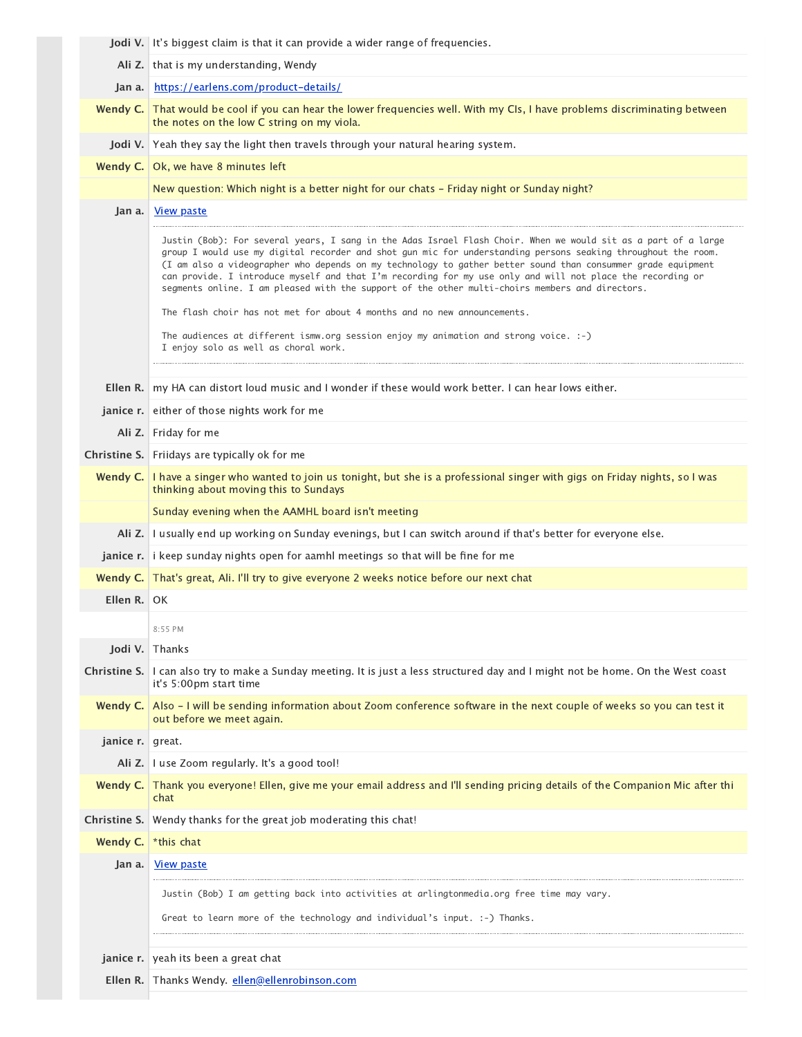**Jodi V.** It's biggest claim is that it can provide a wider range of frequencies.

**Ali Z.** that is my understanding, Wendy

**Jan a.** [https://earlens.com/product-details/](https://earlens.com/product-details/)

**Wendy C.** That would be cool if you can hear the lower frequencies well. With my CIs, I have problems discriminating between the notes on the low C string on my viola.

**Jodi V.** Yeah they say the light then travels through your natural hearing system.

**Wendy C.** Ok, we have 8 minutes left

New question: Which night is a better night for our chats – Friday night or Sunday night?

**Jan a.** View paste

```
Justin (Bob): For several years, I sang in the Adas Israel Flash Choir. When we would sit as a part of a large
group I would use my digital recorder and shot gun mic for understanding persons seaking throughout the room.
(I am also a videographer who depends on my technology to gather better sound than consummer grade equipment
can provide. I introduce myself and that I'm recording for my use only and will not place the recording or
segments online. I am pleased with the support of the other multi-choirs members and directors.

The flash choir has not met for about 4 months and no new announcements.

The audiences at different ismw.org session enjoy my animation and strong voice. :-)
I enjoy solo as well as choral work.
```

**Ellen R.** my HA can distort loud music and I wonder if these would work better. I can hear lows either.

**janice r.** either of those nights work for me

**Ali Z.** Friday for me

**Christine S.** Friidays are typically ok for me

**Wendy C.** I have a singer who wanted to join us tonight, but she is a professional singer with gigs on Friday nights, so I was thinking about moving this to Sundays

Sunday evening when the AAMHL board isn't meeting

**Ali Z.** I usually end up working on Sunday evenings, but I can switch around if that's better for everyone else.

**janice r.** i keep sunday nights open for aamhl meetings so that will be fine for me

**Wendy C.** That's great, Ali. I'll try to give everyone 2 weeks notice before our next chat

**Ellen R.** OK

8:55 PM

**Jodi V.** Thanks

**Christine S.** I can also try to make a Sunday meeting. It is just a less structured day and I might not be home. On the West coast it's 5:00pm start time

**Wendy C.** Also – I will be sending information about Zoom conference software in the next couple of weeks so you can test it out before we meet again.

**janice r.** great.

**Ali Z.** I use Zoom regularly. It's a good tool!

**Wendy C.** Thank you everyone! Ellen, give me your email address and I'll sending pricing details of the Companion Mic after thi chat

**Christine S.** Wendy thanks for the great job moderating this chat!

**Wendy C.** *this chat

**Jan a.** View paste

```
Justin (Bob) I am getting back into activities at arlingtonmedia.org free time may vary.

Great to learn more of the technology and individual's input. :-) Thanks.
```

**janice r.** yeah its been a great chat

**Ellen R.** Thanks Wendy. [ellen@ellenrobinson.com](mailto:ellen@ellenrobinson.com)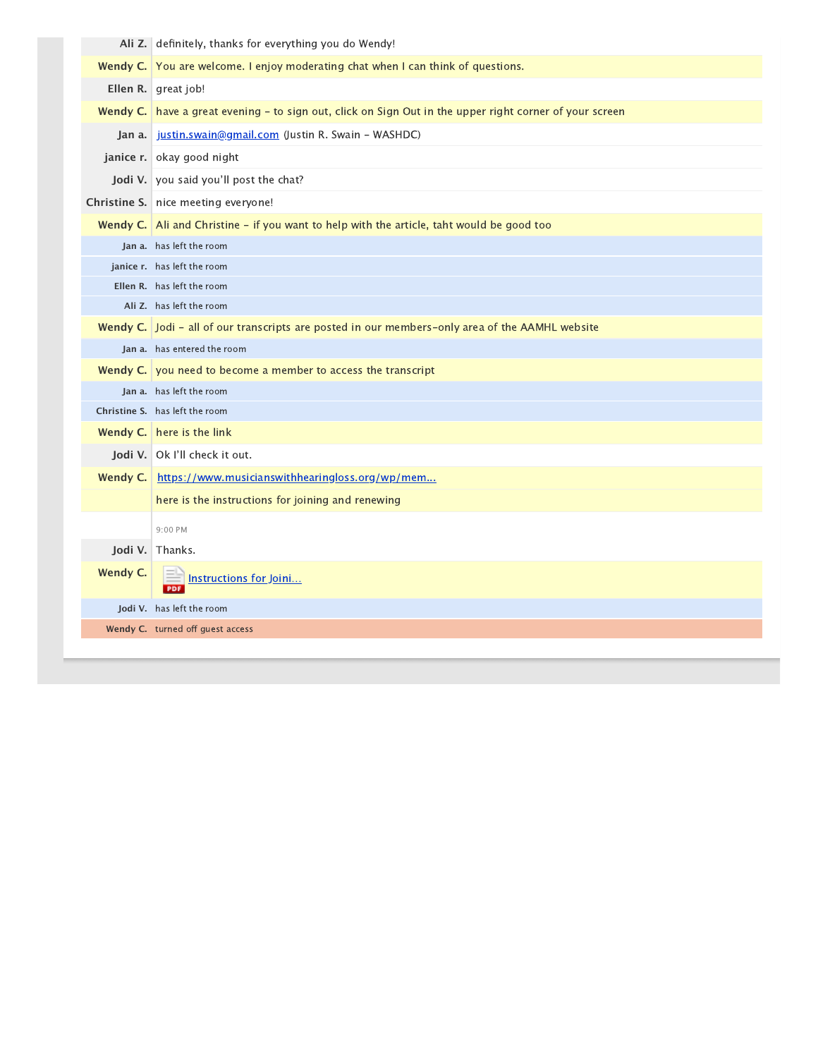| | |
|---|---|
| Ali Z. | definitely, thanks for everything you do Wendy! |
| Wendy C. | You are welcome. I enjoy moderating chat when I can think of questions. |
| Ellen R. | great job! |
| Wendy C. | have a great evening - to sign out, click on Sign Out in the upper right corner of your screen |
| Jan a. | justin.swain@gmail.com (Justin R. Swain - WASHDC) |
| janice r. | okay good night |
| Jodi V. | you said you'll post the chat? |
| Christine S. | nice meeting everyone! |
| Wendy C. | Ali and Christine - if you want to help with the article, taht would be good too |
| Jan a. | has left the room |
| janice r. | has left the room |
| Ellen R. | has left the room |
| Ali Z. | has left the room |
| Wendy C. | Jodi - all of our transcripts are posted in our members-only area of the AAMHL website |
| Jan a. | has entered the room |
| Wendy C. | you need to become a member to access the transcript |
| Jan a. | has left the room |
| Christine S. | has left the room |
| Wendy C. | here is the link |
| Jodi V. | Ok I'll check it out. |
| Wendy C. | https://www.musicianswithhearingloss.org/wp/mem... |
| | here is the instructions for joining and renewing |
| | 9:00 PM |
| Jodi V. | Thanks. |
| Wendy C. | Instructions for Joini... |
| Jodi V. | has left the room |
| Wendy C. | turned off guest access |